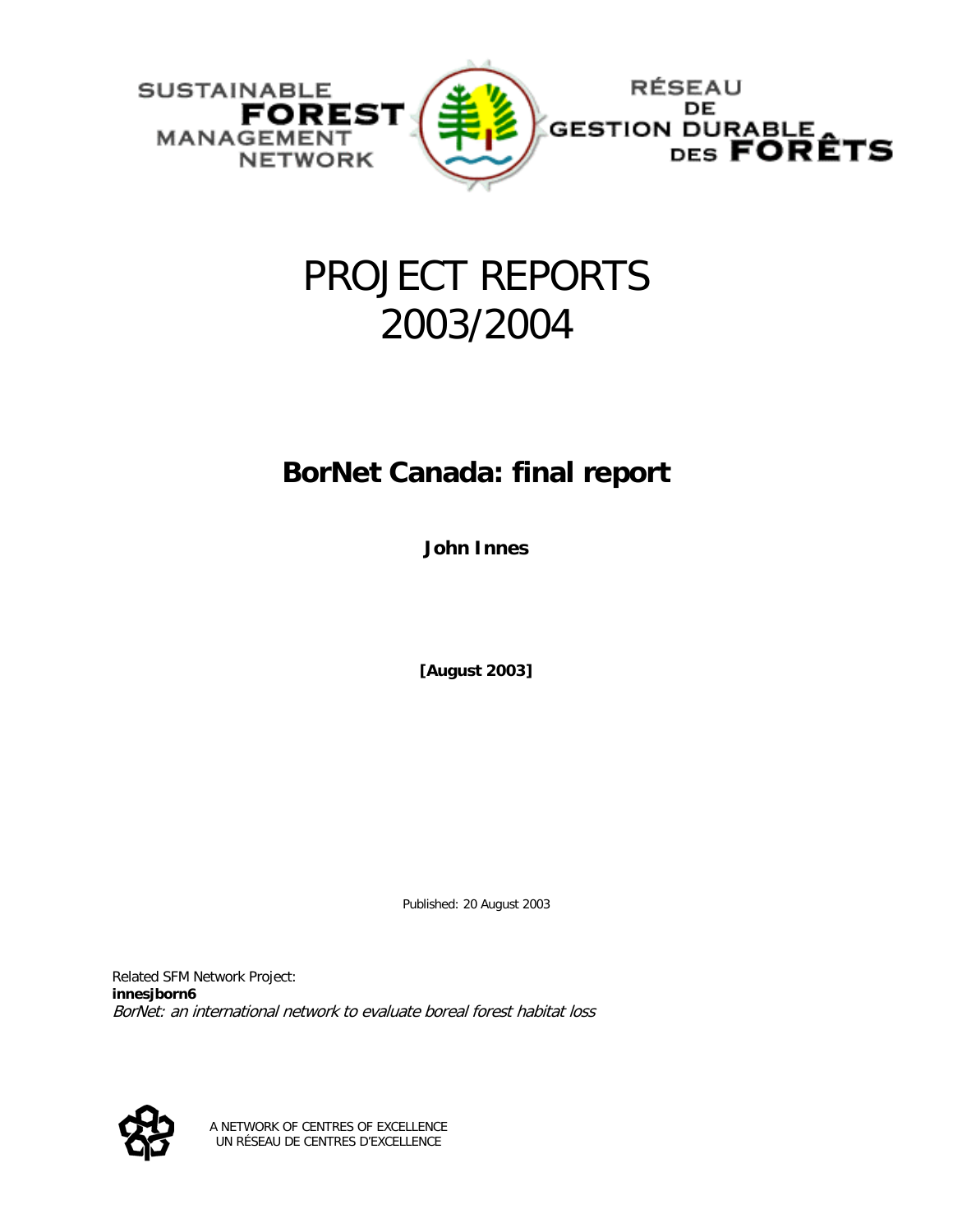SUSTAINABLE **FOREST** MANAGEMENT NETWORK

RÉSEAU DE GESTION DURABLE DES **FORÊTS**

# PROJECT REPORTS 2003/2004

## BorNet Canada: final report

**John Innes**

**[August 2003]**

Published: 20 August 2003

Related SFM Network Project:
**innesjborn6**
*BorNet: an international network to evaluate boreal forest habitat loss*

A NETWORK OF CENTRES OF EXCELLENCE
UN RÉSEAU DE CENTRES D'EXCELLENCE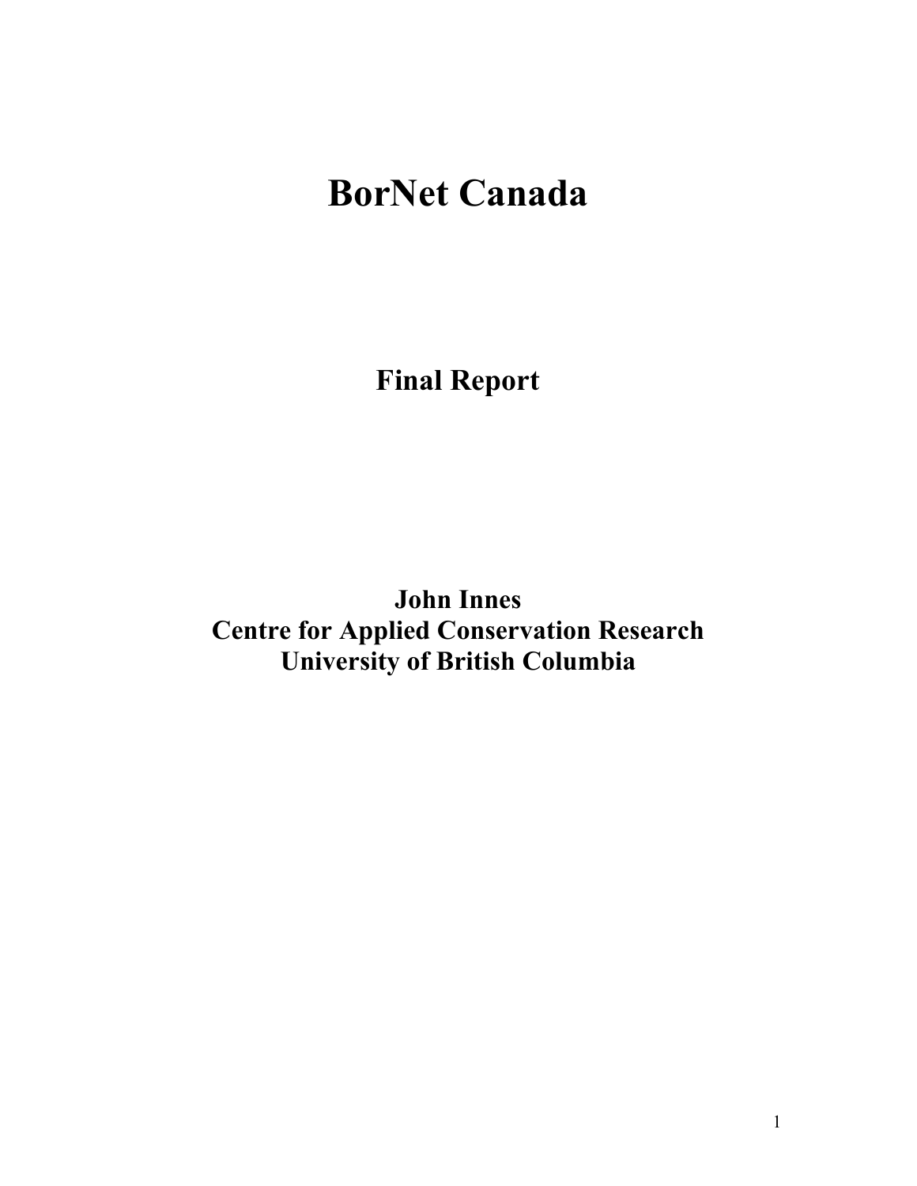# BorNet Canada

## Final Report

**John Innes**
**Centre for Applied Conservation Research**
**University of British Columbia**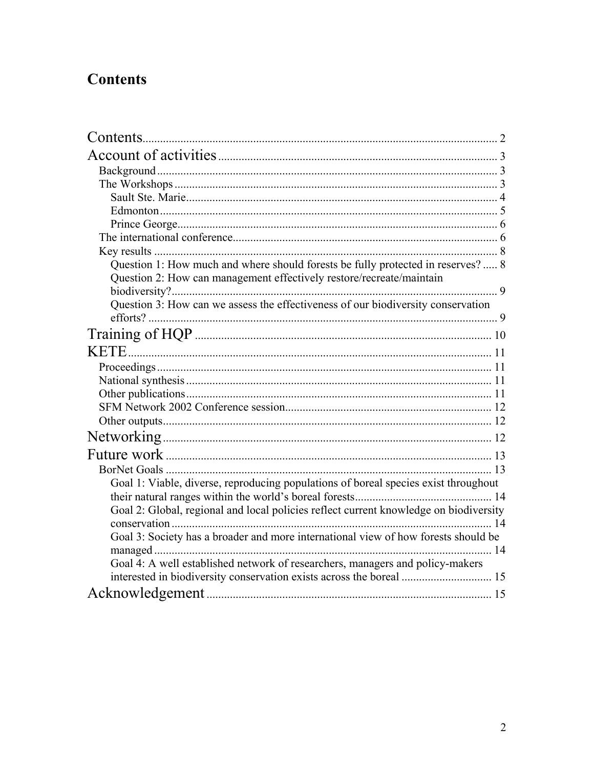# Contents

Contents........................................................................................................................ 2

Account of activities.............................................................................................. 3

- Background.................................................................................................... 3
- The Workshops.............................................................................................. 3
  - Sault Ste. Marie......................................................................................... 4
  - Edmonton.................................................................................................. 5
  - Prince George............................................................................................ 6
- The international conference.......................................................................... 6
- Key results..................................................................................................... 8
  - Question 1: How much and where should forests be fully protected in reserves?..... 8
  - Question 2: How can management effectively restore/recreate/maintain biodiversity?............................................................................................... 9
  - Question 3: How can we assess the effectiveness of our biodiversity conservation efforts?....................................................................................................... 9

Training of HQP.................................................................................................... 10

KETE..................................................................................................................... 11

- Proceedings................................................................................................... 11
- National synthesis.......................................................................................... 11
- Other publications.......................................................................................... 11
- SFM Network 2002 Conference session........................................................ 12
- Other outputs................................................................................................. 12

Networking............................................................................................................ 12

Future work........................................................................................................... 13

- BorNet Goals................................................................................................. 13
  - Goal 1: Viable, diverse, reproducing populations of boreal species exist throughout their natural ranges within the world's boreal forests.............................................. 14
  - Goal 2: Global, regional and local policies reflect current knowledge on biodiversity conservation............................................................................................. 14
  - Goal 3: Society has a broader and more international view of how forests should be managed.................................................................................................. 14
  - Goal 4: A well established network of researchers, managers and policy-makers interested in biodiversity conservation exists across the boreal.............................. 15

Acknowledgement................................................................................................. 15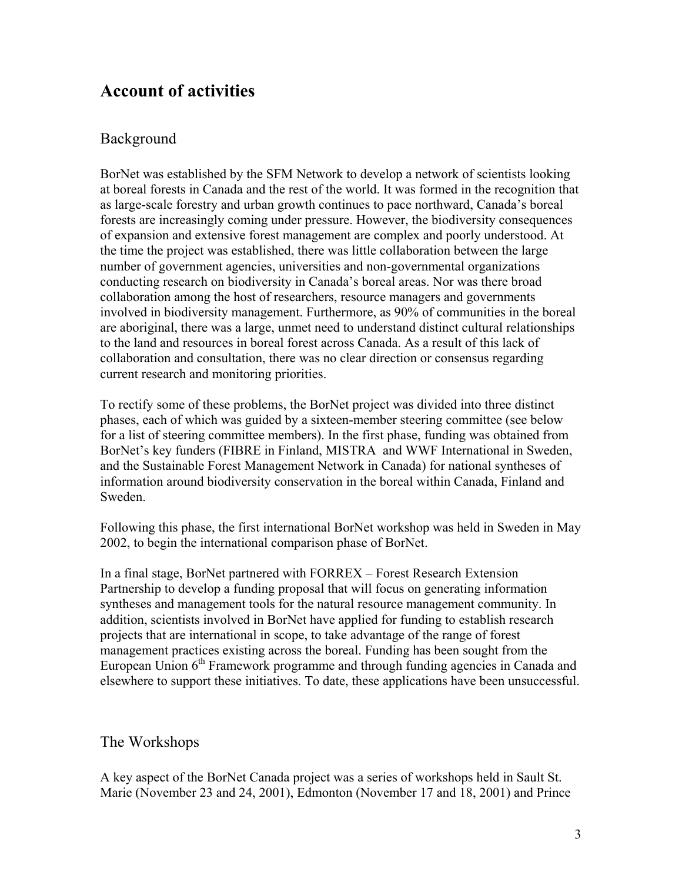# Account of activities

## Background

BorNet was established by the SFM Network to develop a network of scientists looking at boreal forests in Canada and the rest of the world. It was formed in the recognition that as large-scale forestry and urban growth continues to pace northward, Canada's boreal forests are increasingly coming under pressure. However, the biodiversity consequences of expansion and extensive forest management are complex and poorly understood. At the time the project was established, there was little collaboration between the large number of government agencies, universities and non-governmental organizations conducting research on biodiversity in Canada's boreal areas. Nor was there broad collaboration among the host of researchers, resource managers and governments involved in biodiversity management. Furthermore, as 90% of communities in the boreal are aboriginal, there was a large, unmet need to understand distinct cultural relationships to the land and resources in boreal forest across Canada. As a result of this lack of collaboration and consultation, there was no clear direction or consensus regarding current research and monitoring priorities.

To rectify some of these problems, the BorNet project was divided into three distinct phases, each of which was guided by a sixteen-member steering committee (see below for a list of steering committee members). In the first phase, funding was obtained from BorNet's key funders (FIBRE in Finland, MISTRA and WWF International in Sweden, and the Sustainable Forest Management Network in Canada) for national syntheses of information around biodiversity conservation in the boreal within Canada, Finland and Sweden.

Following this phase, the first international BorNet workshop was held in Sweden in May 2002, to begin the international comparison phase of BorNet.

In a final stage, BorNet partnered with FORREX – Forest Research Extension Partnership to develop a funding proposal that will focus on generating information syntheses and management tools for the natural resource management community. In addition, scientists involved in BorNet have applied for funding to establish research projects that are international in scope, to take advantage of the range of forest management practices existing across the boreal. Funding has been sought from the European Union 6th Framework programme and through funding agencies in Canada and elsewhere to support these initiatives. To date, these applications have been unsuccessful.

## The Workshops

A key aspect of the BorNet Canada project was a series of workshops held in Sault St. Marie (November 23 and 24, 2001), Edmonton (November 17 and 18, 2001) and Prince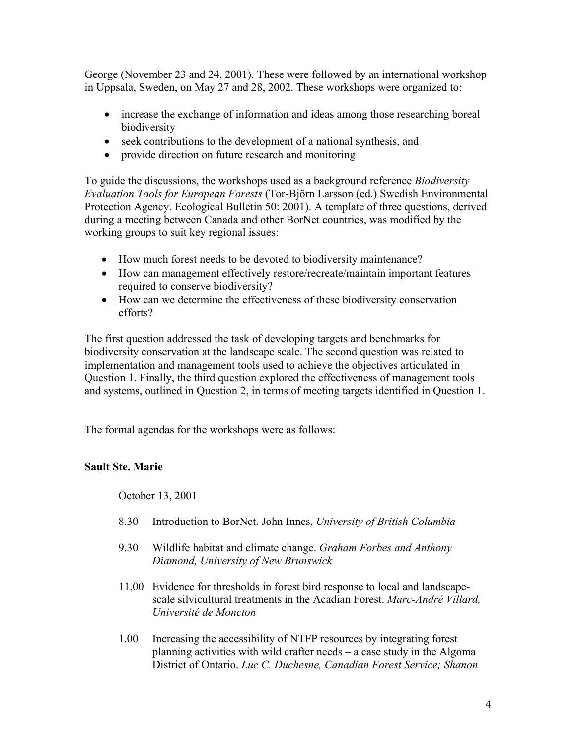George (November 23 and 24, 2001). These were followed by an international workshop in Uppsala, Sweden, on May 27 and 28, 2002. These workshops were organized to:

- increase the exchange of information and ideas among those researching boreal biodiversity
- seek contributions to the development of a national synthesis, and
- provide direction on future research and monitoring

To guide the discussions, the workshops used as a background reference *Biodiversity Evaluation Tools for European Forests* (Tor-Björn Larsson (ed.) Swedish Environmental Protection Agency. Ecological Bulletin 50: 2001). A template of three questions, derived during a meeting between Canada and other BorNet countries, was modified by the working groups to suit key regional issues:

- How much forest needs to be devoted to biodiversity maintenance?
- How can management effectively restore/recreate/maintain important features required to conserve biodiversity?
- How can we determine the effectiveness of these biodiversity conservation efforts?

The first question addressed the task of developing targets and benchmarks for biodiversity conservation at the landscape scale. The second question was related to implementation and management tools used to achieve the objectives articulated in Question 1. Finally, the third question explored the effectiveness of management tools and systems, outlined in Question 2, in terms of meeting targets identified in Question 1.

The formal agendas for the workshops were as follows:

**Sault Ste. Marie**

October 13, 2001

8.30 Introduction to BorNet. John Innes, *University of British Columbia*

9.30 Wildlife habitat and climate change. *Graham Forbes and Anthony Diamond, University of New Brunswick*

11.00 Evidence for thresholds in forest bird response to local and landscape-scale silvicultural treatments in the Acadian Forest. *Marc-André Villard, Université de Moncton*

1.00 Increasing the accessibility of NTFP resources by integrating forest planning activities with wild crafter needs – a case study in the Algoma District of Ontario. *Luc C. Duchesne, Canadian Forest Service; Shanon*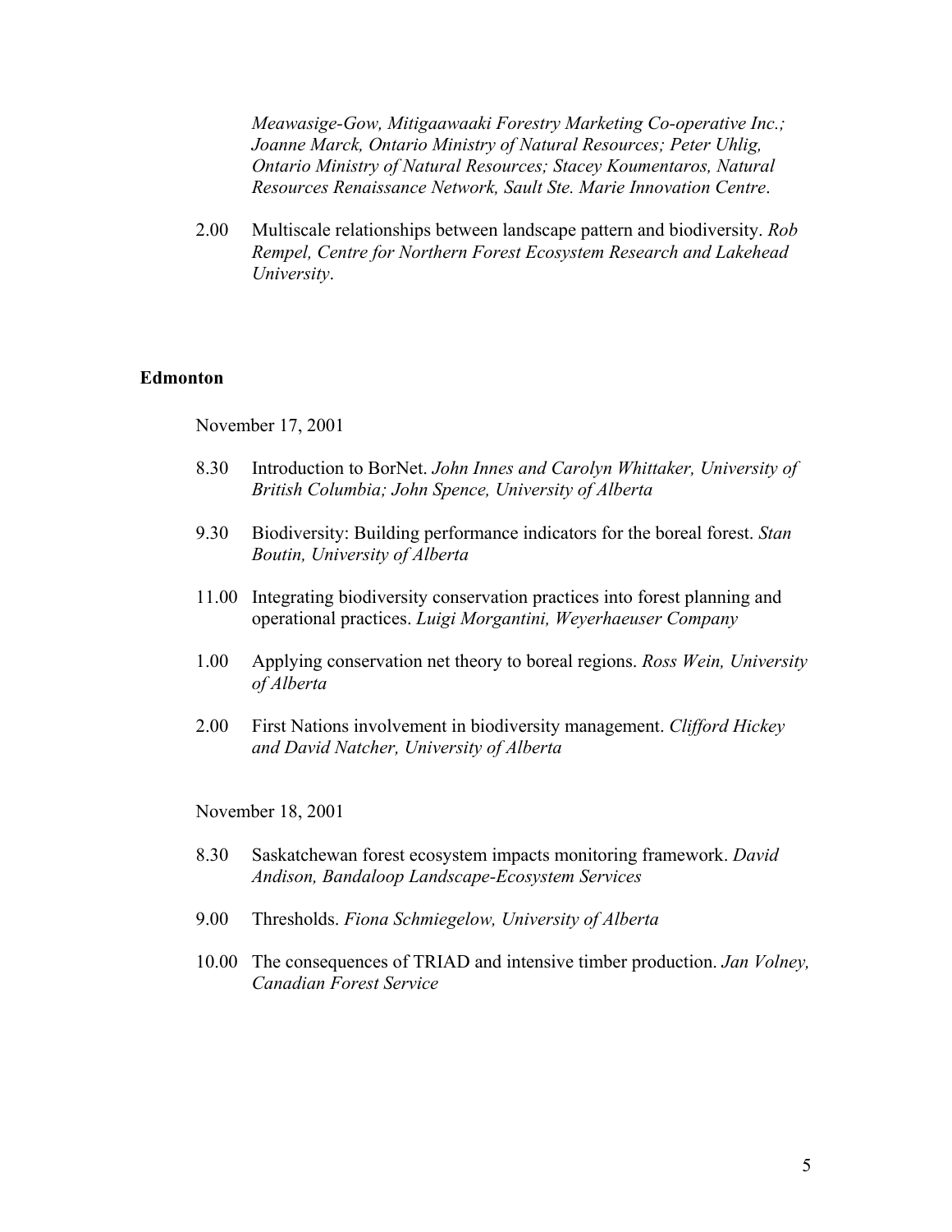*Meawasige-Gow, Mitigaawaaki Forestry Marketing Co-operative Inc.; Joanne Marck, Ontario Ministry of Natural Resources; Peter Uhlig, Ontario Ministry of Natural Resources; Stacey Koumentaros, Natural Resources Renaissance Network, Sault Ste. Marie Innovation Centre*.

2.00 Multiscale relationships between landscape pattern and biodiversity. *Rob Rempel, Centre for Northern Forest Ecosystem Research and Lakehead University*.

**Edmonton**

November 17, 2001

8.30 Introduction to BorNet. *John Innes and Carolyn Whittaker, University of British Columbia; John Spence, University of Alberta*

9.30 Biodiversity: Building performance indicators for the boreal forest. *Stan Boutin, University of Alberta*

11.00 Integrating biodiversity conservation practices into forest planning and operational practices. *Luigi Morgantini, Weyerhaeuser Company*

1.00 Applying conservation net theory to boreal regions. *Ross Wein, University of Alberta*

2.00 First Nations involvement in biodiversity management. *Clifford Hickey and David Natcher, University of Alberta*

November 18, 2001

8.30 Saskatchewan forest ecosystem impacts monitoring framework. *David Andison, Bandaloop Landscape-Ecosystem Services*

9.00 Thresholds. *Fiona Schmiegelow, University of Alberta*

10.00 The consequences of TRIAD and intensive timber production. *Jan Volney, Canadian Forest Service*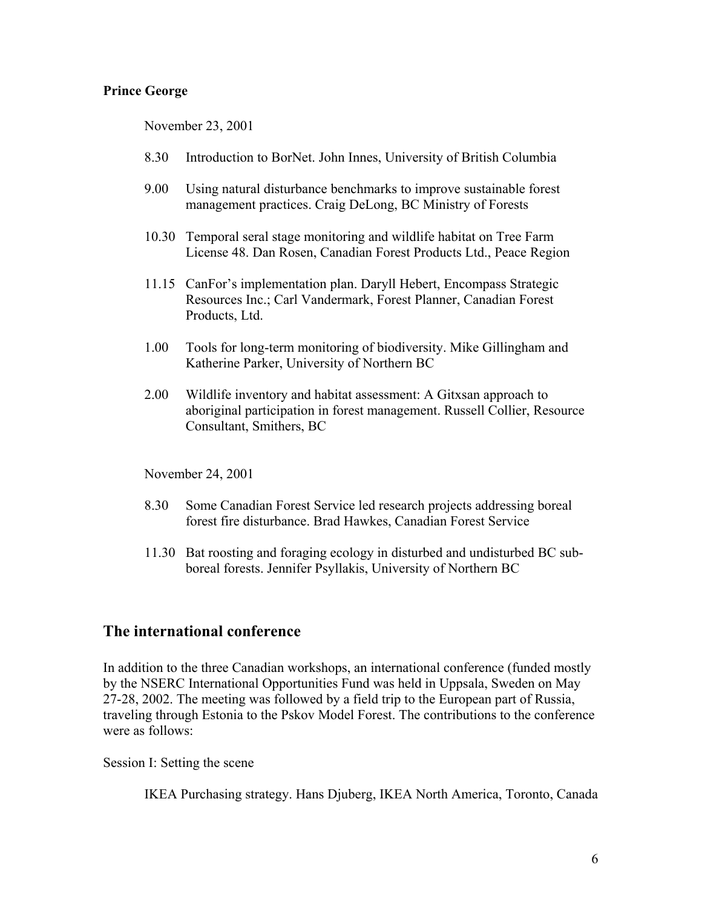**Prince George**

November 23, 2001

- 8.30 Introduction to BorNet. John Innes, University of British Columbia
- 9.00 Using natural disturbance benchmarks to improve sustainable forest management practices. Craig DeLong, BC Ministry of Forests
- 10.30 Temporal seral stage monitoring and wildlife habitat on Tree Farm License 48. Dan Rosen, Canadian Forest Products Ltd., Peace Region
- 11.15 CanFor's implementation plan. Daryll Hebert, Encompass Strategic Resources Inc.; Carl Vandermark, Forest Planner, Canadian Forest Products, Ltd.
- 1.00 Tools for long-term monitoring of biodiversity. Mike Gillingham and Katherine Parker, University of Northern BC
- 2.00 Wildlife inventory and habitat assessment: A Gitxsan approach to aboriginal participation in forest management. Russell Collier, Resource Consultant, Smithers, BC

November 24, 2001

- 8.30 Some Canadian Forest Service led research projects addressing boreal forest fire disturbance. Brad Hawkes, Canadian Forest Service
- 11.30 Bat roosting and foraging ecology in disturbed and undisturbed BC sub-boreal forests. Jennifer Psyllakis, University of Northern BC

## The international conference

In addition to the three Canadian workshops, an international conference (funded mostly by the NSERC International Opportunities Fund was held in Uppsala, Sweden on May 27-28, 2002. The meeting was followed by a field trip to the European part of Russia, traveling through Estonia to the Pskov Model Forest. The contributions to the conference were as follows:

Session I: Setting the scene

IKEA Purchasing strategy. Hans Djuberg, IKEA North America, Toronto, Canada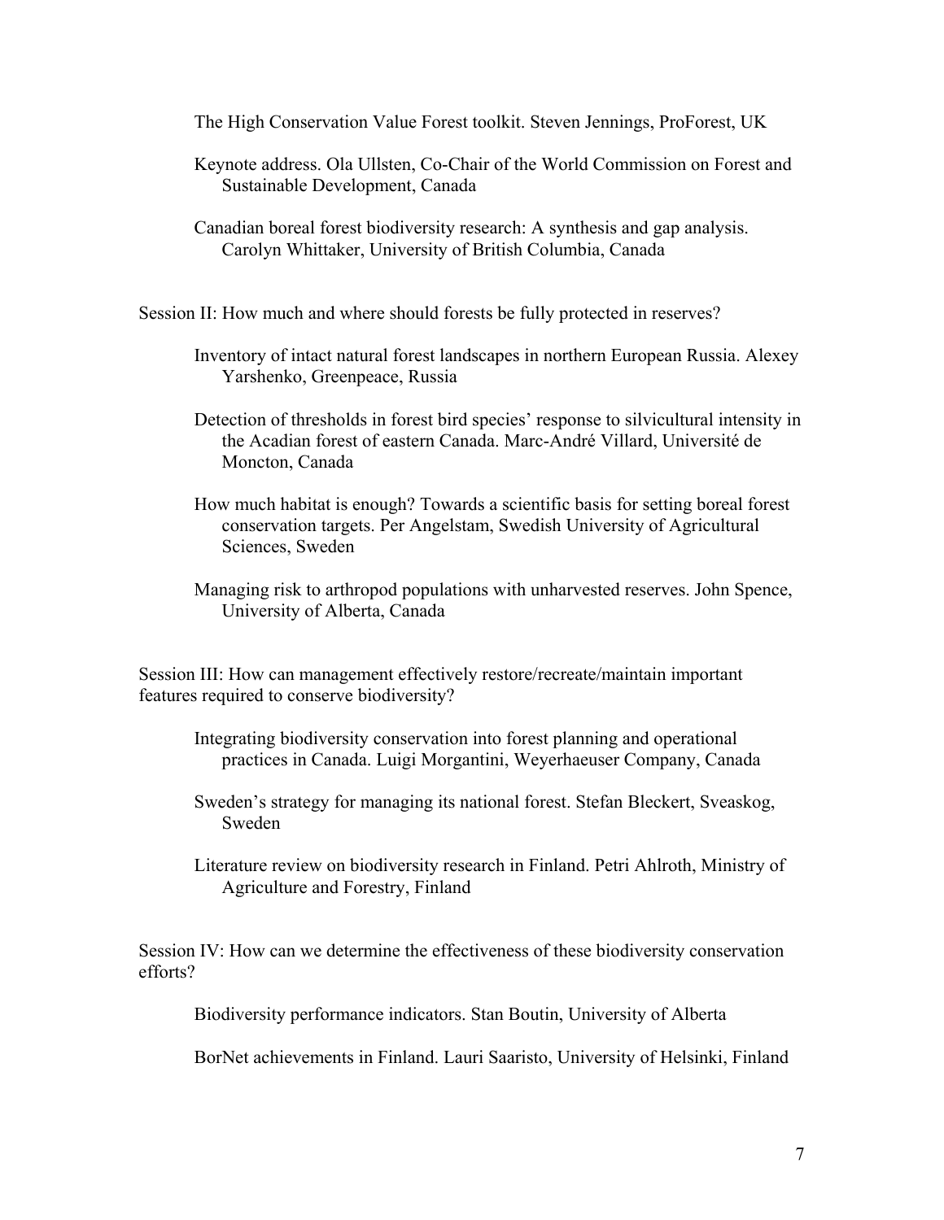The High Conservation Value Forest toolkit. Steven Jennings, ProForest, UK

Keynote address. Ola Ullsten, Co-Chair of the World Commission on Forest and Sustainable Development, Canada

Canadian boreal forest biodiversity research: A synthesis and gap analysis. Carolyn Whittaker, University of British Columbia, Canada

Session II: How much and where should forests be fully protected in reserves?

Inventory of intact natural forest landscapes in northern European Russia. Alexey Yarshenko, Greenpeace, Russia

Detection of thresholds in forest bird species' response to silvicultural intensity in the Acadian forest of eastern Canada. Marc-André Villard, Université de Moncton, Canada

How much habitat is enough? Towards a scientific basis for setting boreal forest conservation targets. Per Angelstam, Swedish University of Agricultural Sciences, Sweden

Managing risk to arthropod populations with unharvested reserves. John Spence, University of Alberta, Canada

Session III: How can management effectively restore/recreate/maintain important features required to conserve biodiversity?

Integrating biodiversity conservation into forest planning and operational practices in Canada. Luigi Morgantini, Weyerhaeuser Company, Canada

Sweden's strategy for managing its national forest. Stefan Bleckert, Sveaskog, Sweden

Literature review on biodiversity research in Finland. Petri Ahlroth, Ministry of Agriculture and Forestry, Finland

Session IV: How can we determine the effectiveness of these biodiversity conservation efforts?

Biodiversity performance indicators. Stan Boutin, University of Alberta

BorNet achievements in Finland. Lauri Saaristo, University of Helsinki, Finland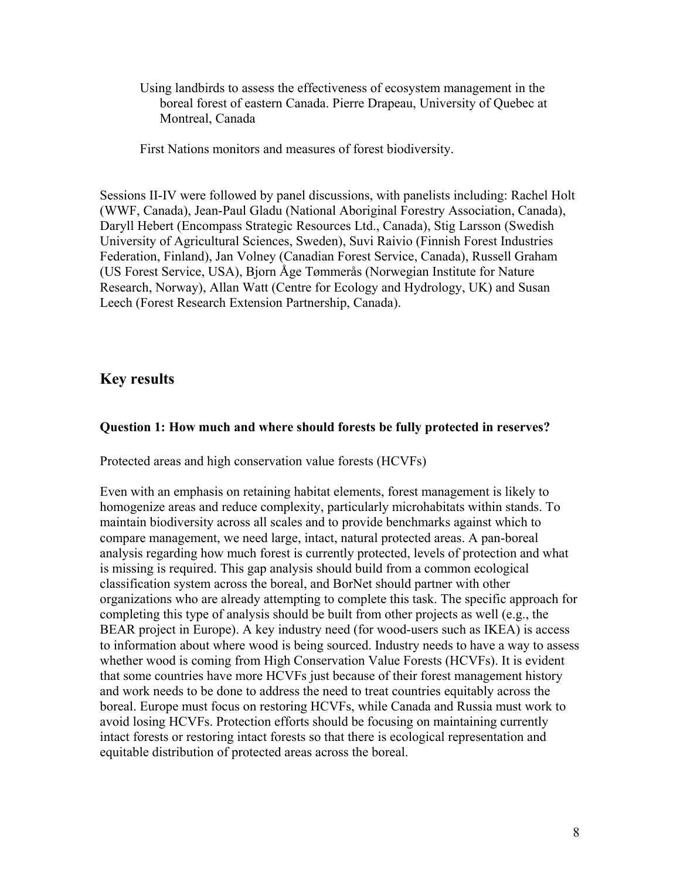Using landbirds to assess the effectiveness of ecosystem management in the boreal forest of eastern Canada. Pierre Drapeau, University of Quebec at Montreal, Canada

First Nations monitors and measures of forest biodiversity.

Sessions II-IV were followed by panel discussions, with panelists including: Rachel Holt (WWF, Canada), Jean-Paul Gladu (National Aboriginal Forestry Association, Canada), Daryll Hebert (Encompass Strategic Resources Ltd., Canada), Stig Larsson (Swedish University of Agricultural Sciences, Sweden), Suvi Raivio (Finnish Forest Industries Federation, Finland), Jan Volney (Canadian Forest Service, Canada), Russell Graham (US Forest Service, USA), Bjorn Åge Tømmerås (Norwegian Institute for Nature Research, Norway), Allan Watt (Centre for Ecology and Hydrology, UK) and Susan Leech (Forest Research Extension Partnership, Canada).

## Key results

### Question 1: How much and where should forests be fully protected in reserves?

Protected areas and high conservation value forests (HCVFs)

Even with an emphasis on retaining habitat elements, forest management is likely to homogenize areas and reduce complexity, particularly microhabitats within stands. To maintain biodiversity across all scales and to provide benchmarks against which to compare management, we need large, intact, natural protected areas. A pan-boreal analysis regarding how much forest is currently protected, levels of protection and what is missing is required. This gap analysis should build from a common ecological classification system across the boreal, and BorNet should partner with other organizations who are already attempting to complete this task. The specific approach for completing this type of analysis should be built from other projects as well (e.g., the BEAR project in Europe). A key industry need (for wood-users such as IKEA) is access to information about where wood is being sourced. Industry needs to have a way to assess whether wood is coming from High Conservation Value Forests (HCVFs). It is evident that some countries have more HCVFs just because of their forest management history and work needs to be done to address the need to treat countries equitably across the boreal. Europe must focus on restoring HCVFs, while Canada and Russia must work to avoid losing HCVFs. Protection efforts should be focusing on maintaining currently intact forests or restoring intact forests so that there is ecological representation and equitable distribution of protected areas across the boreal.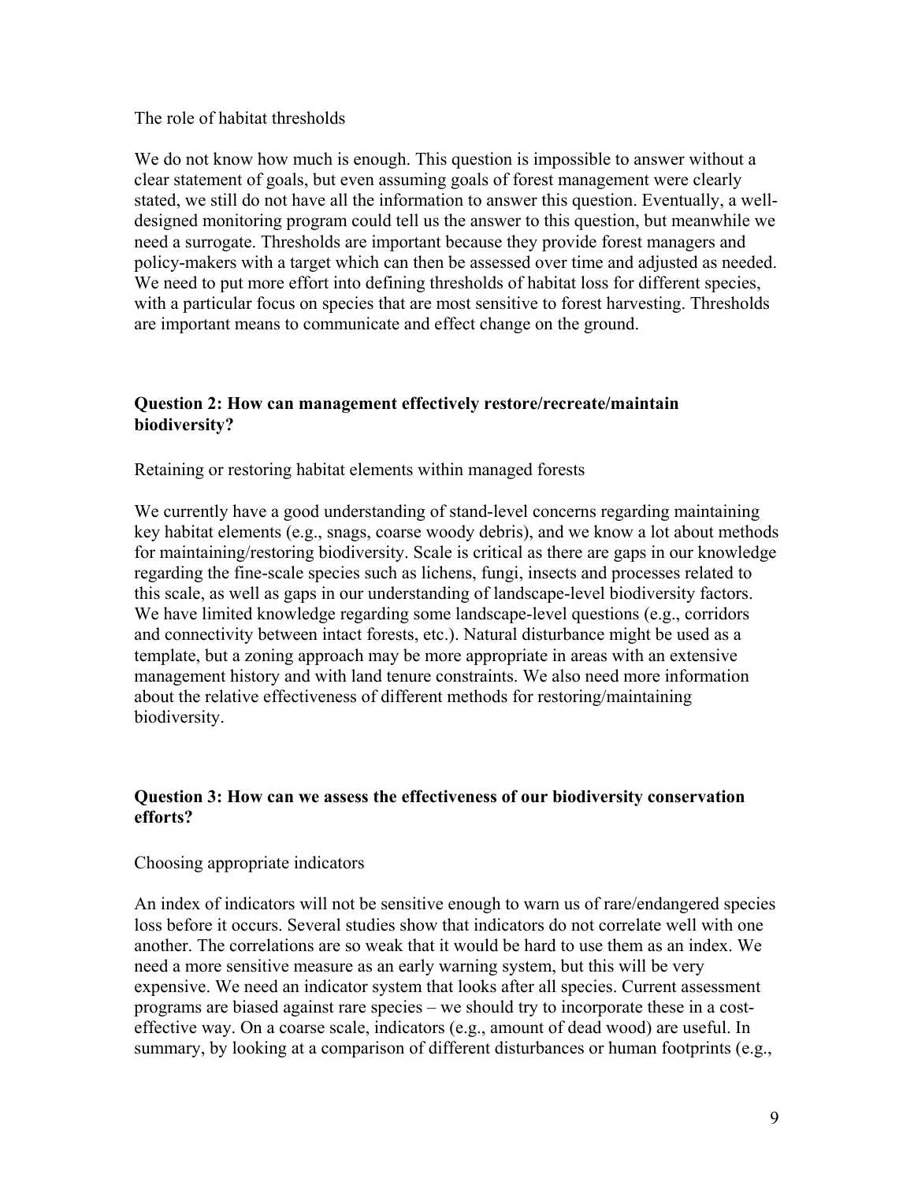The role of habitat thresholds

We do not know how much is enough. This question is impossible to answer without a clear statement of goals, but even assuming goals of forest management were clearly stated, we still do not have all the information to answer this question. Eventually, a well-designed monitoring program could tell us the answer to this question, but meanwhile we need a surrogate. Thresholds are important because they provide forest managers and policy-makers with a target which can then be assessed over time and adjusted as needed. We need to put more effort into defining thresholds of habitat loss for different species, with a particular focus on species that are most sensitive to forest harvesting. Thresholds are important means to communicate and effect change on the ground.

### Question 2: How can management effectively restore/recreate/maintain biodiversity?

Retaining or restoring habitat elements within managed forests

We currently have a good understanding of stand-level concerns regarding maintaining key habitat elements (e.g., snags, coarse woody debris), and we know a lot about methods for maintaining/restoring biodiversity. Scale is critical as there are gaps in our knowledge regarding the fine-scale species such as lichens, fungi, insects and processes related to this scale, as well as gaps in our understanding of landscape-level biodiversity factors. We have limited knowledge regarding some landscape-level questions (e.g., corridors and connectivity between intact forests, etc.). Natural disturbance might be used as a template, but a zoning approach may be more appropriate in areas with an extensive management history and with land tenure constraints. We also need more information about the relative effectiveness of different methods for restoring/maintaining biodiversity.

### Question 3: How can we assess the effectiveness of our biodiversity conservation efforts?

Choosing appropriate indicators

An index of indicators will not be sensitive enough to warn us of rare/endangered species loss before it occurs. Several studies show that indicators do not correlate well with one another. The correlations are so weak that it would be hard to use them as an index. We need a more sensitive measure as an early warning system, but this will be very expensive. We need an indicator system that looks after all species. Current assessment programs are biased against rare species – we should try to incorporate these in a cost-effective way. On a coarse scale, indicators (e.g., amount of dead wood) are useful. In summary, by looking at a comparison of different disturbances or human footprints (e.g.,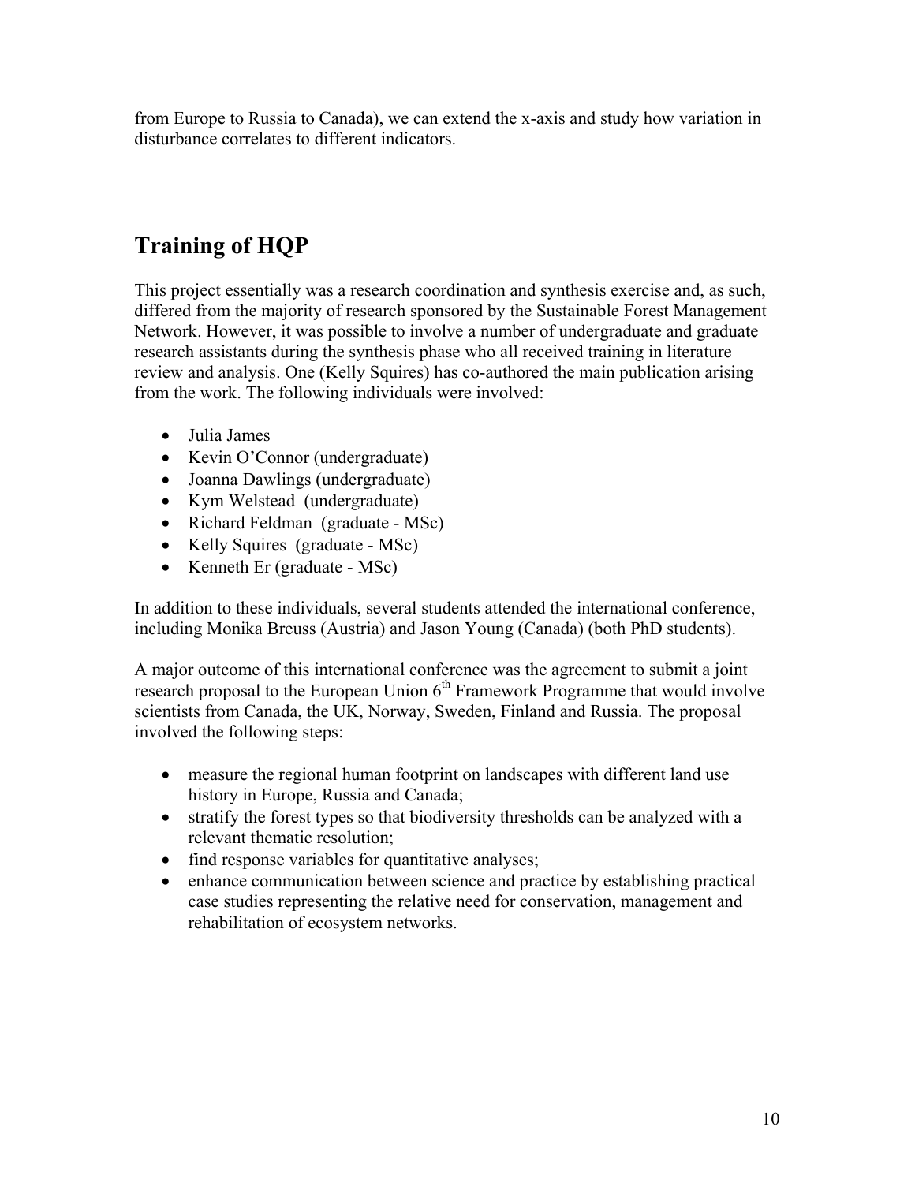from Europe to Russia to Canada), we can extend the x-axis and study how variation in disturbance correlates to different indicators.

## Training of HQP

This project essentially was a research coordination and synthesis exercise and, as such, differed from the majority of research sponsored by the Sustainable Forest Management Network. However, it was possible to involve a number of undergraduate and graduate research assistants during the synthesis phase who all received training in literature review and analysis. One (Kelly Squires) has co-authored the main publication arising from the work. The following individuals were involved:

- Julia James
- Kevin O'Connor (undergraduate)
- Joanna Dawlings (undergraduate)
- Kym Welstead (undergraduate)
- Richard Feldman (graduate - MSc)
- Kelly Squires (graduate - MSc)
- Kenneth Er (graduate - MSc)

In addition to these individuals, several students attended the international conference, including Monika Breuss (Austria) and Jason Young (Canada) (both PhD students).

A major outcome of this international conference was the agreement to submit a joint research proposal to the European Union 6th Framework Programme that would involve scientists from Canada, the UK, Norway, Sweden, Finland and Russia. The proposal involved the following steps:

- measure the regional human footprint on landscapes with different land use history in Europe, Russia and Canada;
- stratify the forest types so that biodiversity thresholds can be analyzed with a relevant thematic resolution;
- find response variables for quantitative analyses;
- enhance communication between science and practice by establishing practical case studies representing the relative need for conservation, management and rehabilitation of ecosystem networks.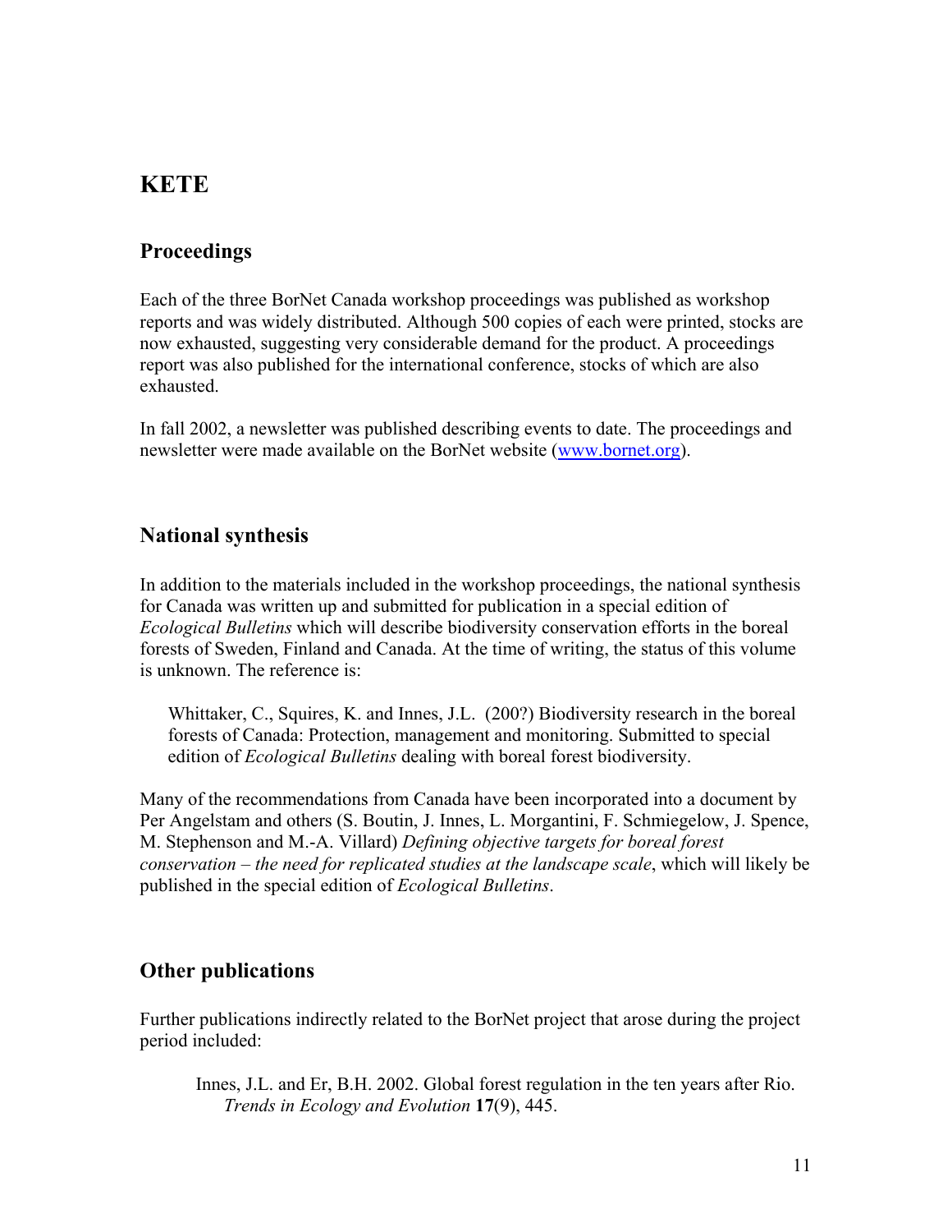## KETE

### Proceedings

Each of the three BorNet Canada workshop proceedings was published as workshop reports and was widely distributed. Although 500 copies of each were printed, stocks are now exhausted, suggesting very considerable demand for the product. A proceedings report was also published for the international conference, stocks of which are also exhausted.

In fall 2002, a newsletter was published describing events to date. The proceedings and newsletter were made available on the BorNet website ([www.bornet.org](http://www.bornet.org)).

### National synthesis

In addition to the materials included in the workshop proceedings, the national synthesis for Canada was written up and submitted for publication in a special edition of *Ecological Bulletins* which will describe biodiversity conservation efforts in the boreal forests of Sweden, Finland and Canada. At the time of writing, the status of this volume is unknown. The reference is:

> Whittaker, C., Squires, K. and Innes, J.L. (200?) Biodiversity research in the boreal forests of Canada: Protection, management and monitoring. Submitted to special edition of *Ecological Bulletins* dealing with boreal forest biodiversity.

Many of the recommendations from Canada have been incorporated into a document by Per Angelstam and others (S. Boutin, J. Innes, L. Morgantini, F. Schmiegelow, J. Spence, M. Stephenson and M.-A. Villard) *Defining objective targets for boreal forest conservation – the need for replicated studies at the landscape scale*, which will likely be published in the special edition of *Ecological Bulletins*.

### Other publications

Further publications indirectly related to the BorNet project that arose during the project period included:

> Innes, J.L. and Er, B.H. 2002. Global forest regulation in the ten years after Rio. *Trends in Ecology and Evolution* **17**(9), 445.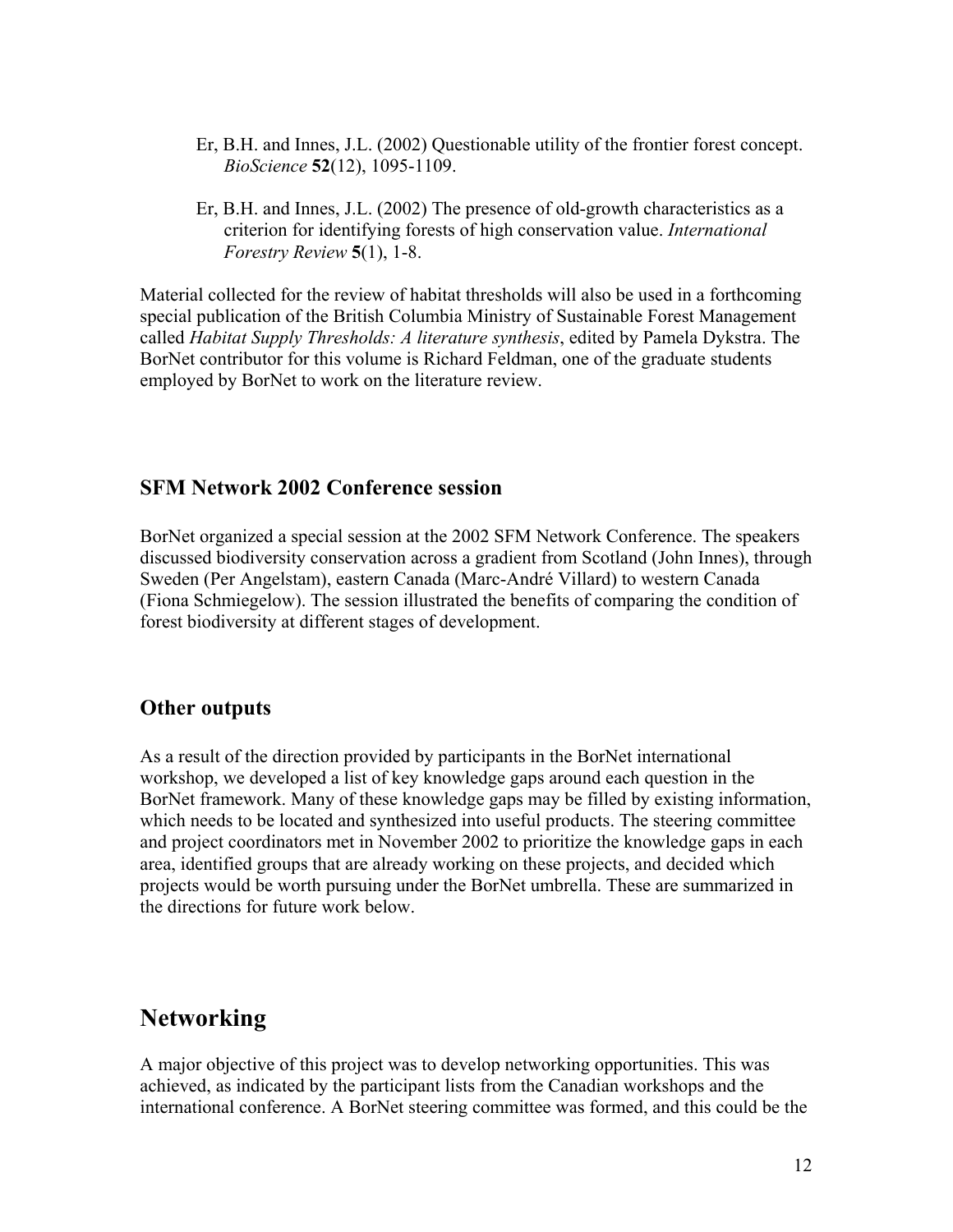Er, B.H. and Innes, J.L. (2002) Questionable utility of the frontier forest concept. *BioScience* **52**(12), 1095-1109.

Er, B.H. and Innes, J.L. (2002) The presence of old-growth characteristics as a criterion for identifying forests of high conservation value. *International Forestry Review* **5**(1), 1-8.

Material collected for the review of habitat thresholds will also be used in a forthcoming special publication of the British Columbia Ministry of Sustainable Forest Management called *Habitat Supply Thresholds: A literature synthesis*, edited by Pamela Dykstra. The BorNet contributor for this volume is Richard Feldman, one of the graduate students employed by BorNet to work on the literature review.

### SFM Network 2002 Conference session

BorNet organized a special session at the 2002 SFM Network Conference. The speakers discussed biodiversity conservation across a gradient from Scotland (John Innes), through Sweden (Per Angelstam), eastern Canada (Marc-André Villard) to western Canada (Fiona Schmiegelow). The session illustrated the benefits of comparing the condition of forest biodiversity at different stages of development.

### Other outputs

As a result of the direction provided by participants in the BorNet international workshop, we developed a list of key knowledge gaps around each question in the BorNet framework. Many of these knowledge gaps may be filled by existing information, which needs to be located and synthesized into useful products. The steering committee and project coordinators met in November 2002 to prioritize the knowledge gaps in each area, identified groups that are already working on these projects, and decided which projects would be worth pursuing under the BorNet umbrella. These are summarized in the directions for future work below.

## Networking

A major objective of this project was to develop networking opportunities. This was achieved, as indicated by the participant lists from the Canadian workshops and the international conference. A BorNet steering committee was formed, and this could be the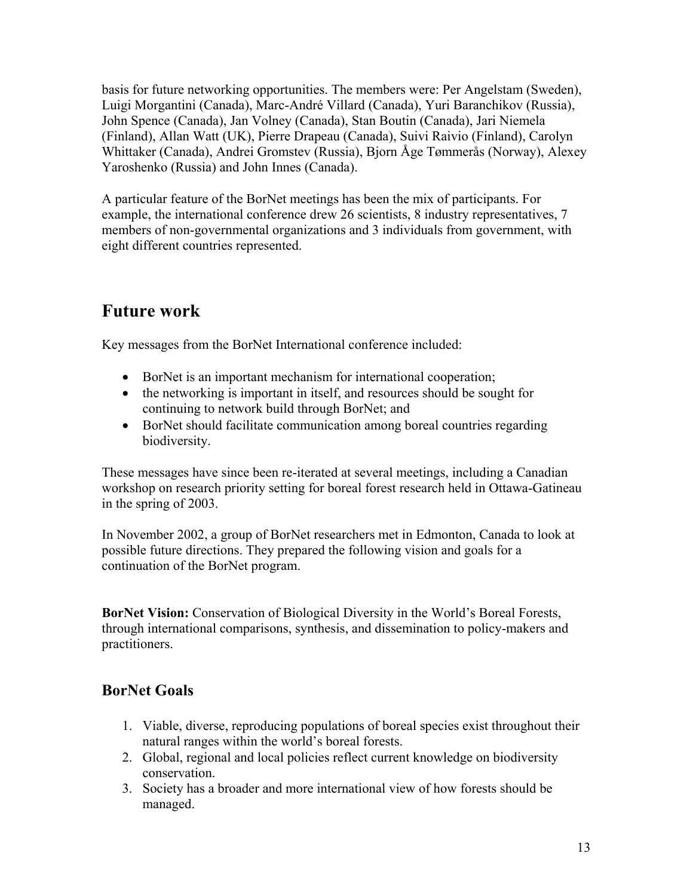basis for future networking opportunities. The members were: Per Angelstam (Sweden), Luigi Morgantini (Canada), Marc-André Villard (Canada), Yuri Baranchikov (Russia), John Spence (Canada), Jan Volney (Canada), Stan Boutin (Canada), Jari Niemela (Finland), Allan Watt (UK), Pierre Drapeau (Canada), Suivi Raivio (Finland), Carolyn Whittaker (Canada), Andrei Gromstev (Russia), Bjorn Åge Tømmerås (Norway), Alexey Yaroshenko (Russia) and John Innes (Canada).

A particular feature of the BorNet meetings has been the mix of participants. For example, the international conference drew 26 scientists, 8 industry representatives, 7 members of non-governmental organizations and 3 individuals from government, with eight different countries represented.

# Future work

Key messages from the BorNet International conference included:

- BorNet is an important mechanism for international cooperation;
- the networking is important in itself, and resources should be sought for continuing to network build through BorNet; and
- BorNet should facilitate communication among boreal countries regarding biodiversity.

These messages have since been re-iterated at several meetings, including a Canadian workshop on research priority setting for boreal forest research held in Ottawa-Gatineau in the spring of 2003.

In November 2002, a group of BorNet researchers met in Edmonton, Canada to look at possible future directions. They prepared the following vision and goals for a continuation of the BorNet program.

**BorNet Vision:** Conservation of Biological Diversity in the World's Boreal Forests, through international comparisons, synthesis, and dissemination to policy-makers and practitioners.

## BorNet Goals

1. Viable, diverse, reproducing populations of boreal species exist throughout their natural ranges within the world's boreal forests.
2. Global, regional and local policies reflect current knowledge on biodiversity conservation.
3. Society has a broader and more international view of how forests should be managed.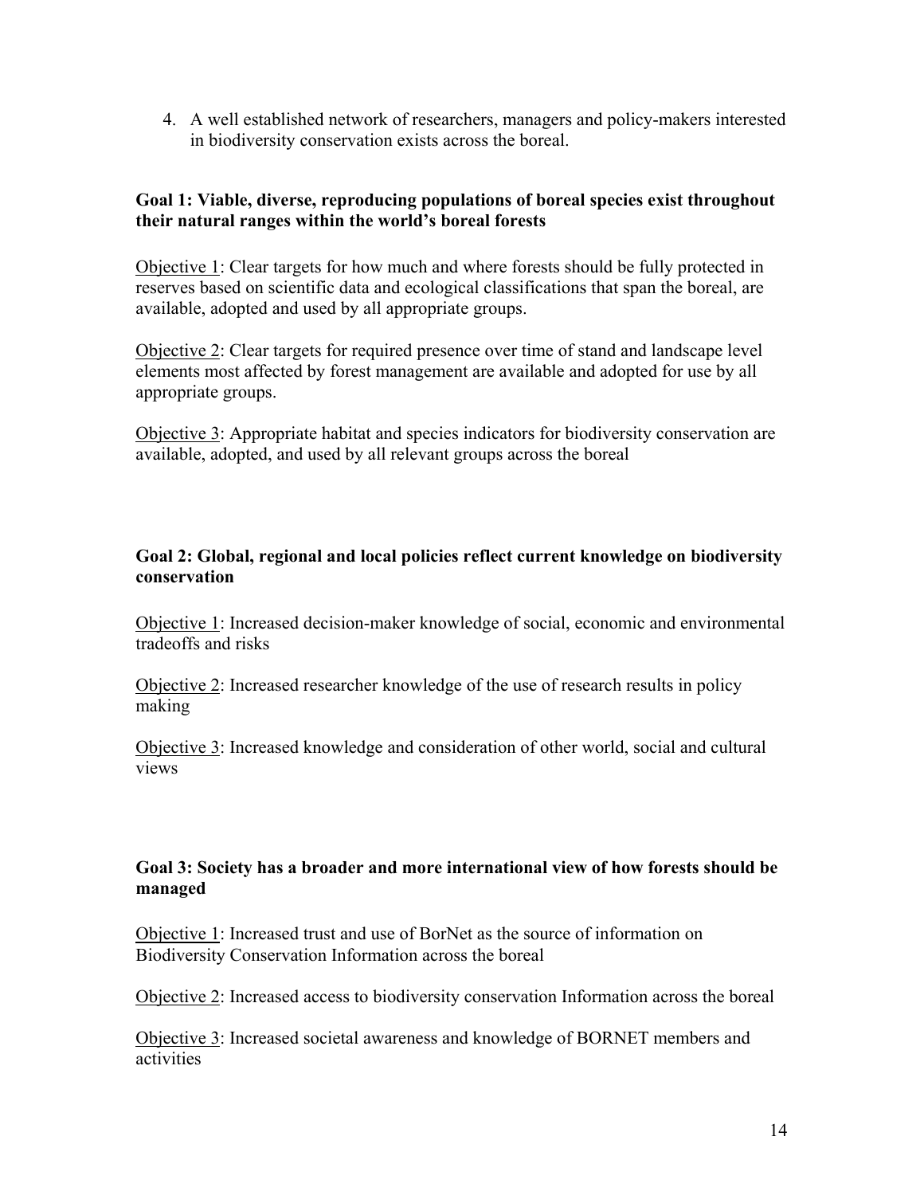4. A well established network of researchers, managers and policy-makers interested in biodiversity conservation exists across the boreal.

**Goal 1: Viable, diverse, reproducing populations of boreal species exist throughout their natural ranges within the world's boreal forests**

<u>Objective 1</u>: Clear targets for how much and where forests should be fully protected in reserves based on scientific data and ecological classifications that span the boreal, are available, adopted and used by all appropriate groups.

<u>Objective 2</u>: Clear targets for required presence over time of stand and landscape level elements most affected by forest management are available and adopted for use by all appropriate groups.

<u>Objective 3</u>: Appropriate habitat and species indicators for biodiversity conservation are available, adopted, and used by all relevant groups across the boreal

**Goal 2: Global, regional and local policies reflect current knowledge on biodiversity conservation**

<u>Objective 1</u>: Increased decision-maker knowledge of social, economic and environmental tradeoffs and risks

<u>Objective 2</u>: Increased researcher knowledge of the use of research results in policy making

<u>Objective 3</u>: Increased knowledge and consideration of other world, social and cultural views

**Goal 3: Society has a broader and more international view of how forests should be managed**

<u>Objective 1</u>: Increased trust and use of BorNet as the source of information on Biodiversity Conservation Information across the boreal

<u>Objective 2</u>: Increased access to biodiversity conservation Information across the boreal

<u>Objective 3</u>: Increased societal awareness and knowledge of BORNET members and activities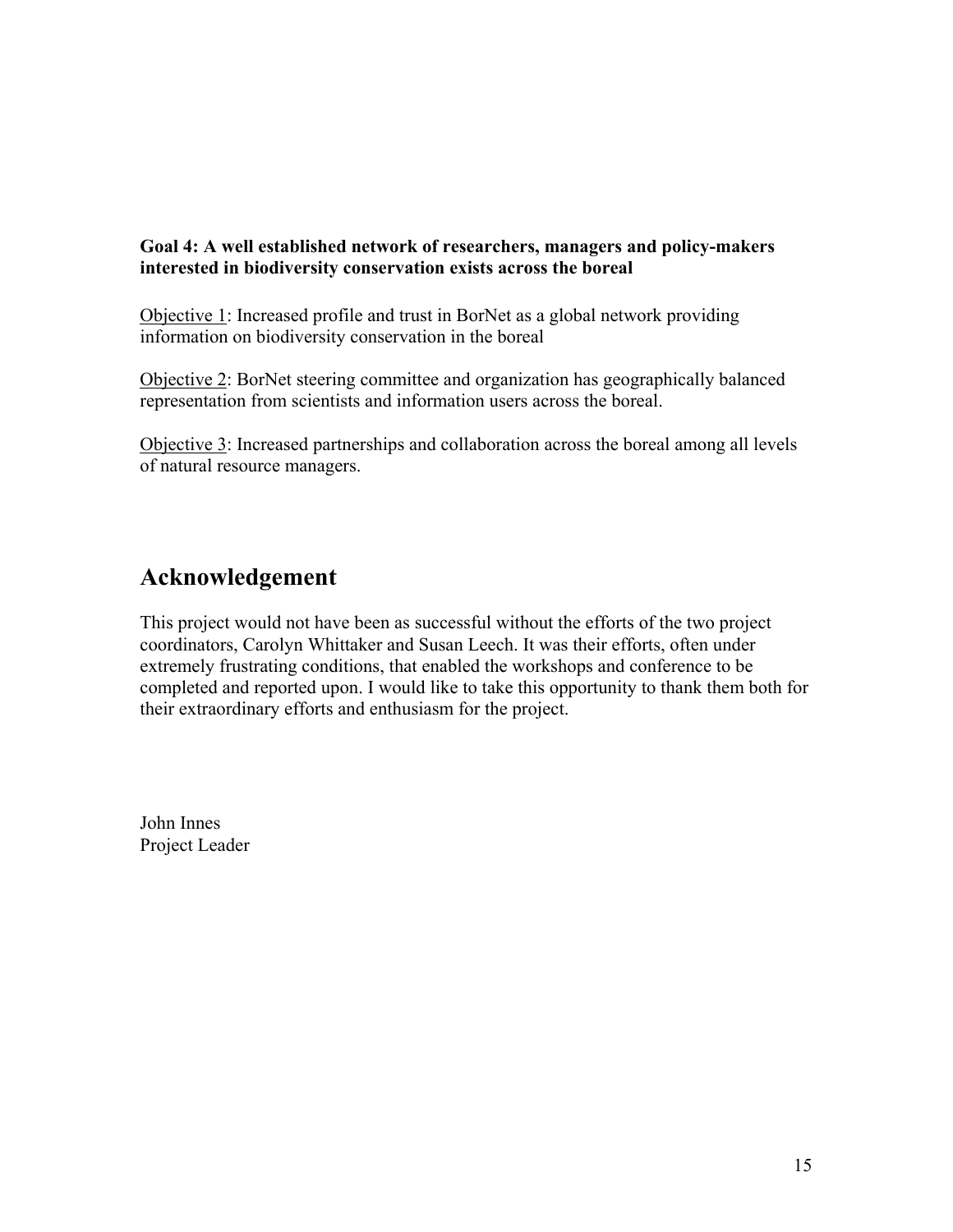**Goal 4: A well established network of researchers, managers and policy-makers interested in biodiversity conservation exists across the boreal**

Objective 1: Increased profile and trust in BorNet as a global network providing information on biodiversity conservation in the boreal

Objective 2: BorNet steering committee and organization has geographically balanced representation from scientists and information users across the boreal.

Objective 3: Increased partnerships and collaboration across the boreal among all levels of natural resource managers.

## Acknowledgement

This project would not have been as successful without the efforts of the two project coordinators, Carolyn Whittaker and Susan Leech. It was their efforts, often under extremely frustrating conditions, that enabled the workshops and conference to be completed and reported upon. I would like to take this opportunity to thank them both for their extraordinary efforts and enthusiasm for the project.

John Innes
Project Leader